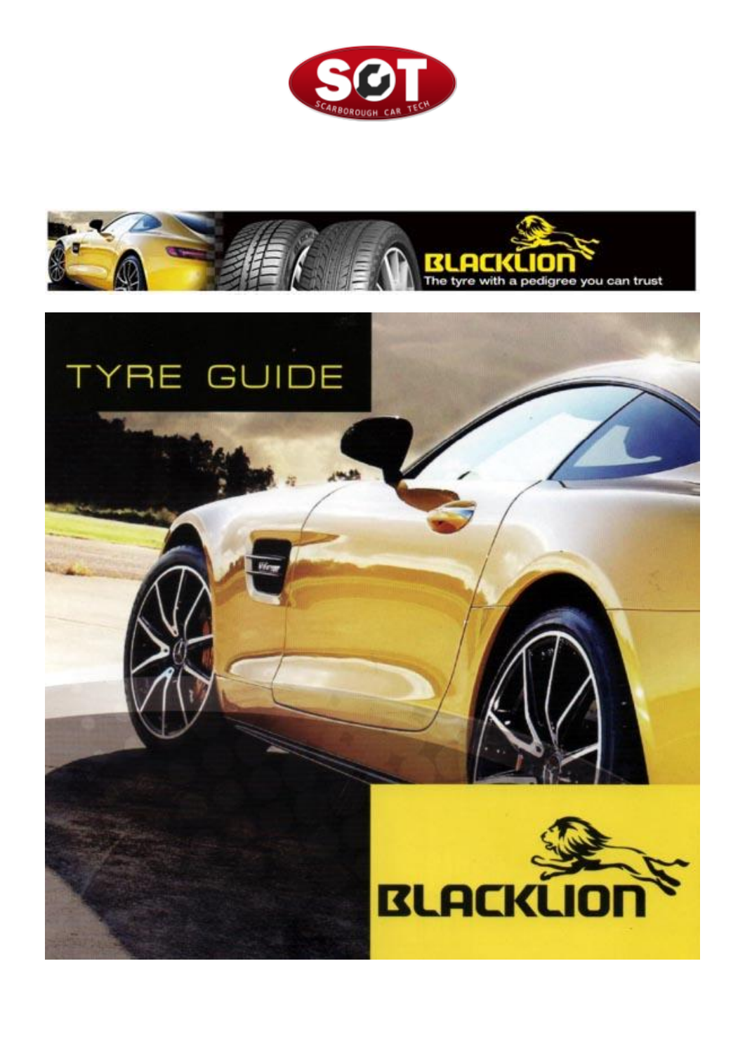SCARBOROUGH CAR TECH

BLACKLION

The tyre with a pedigree you can trust

# TYRE GUIDE

BLACKLION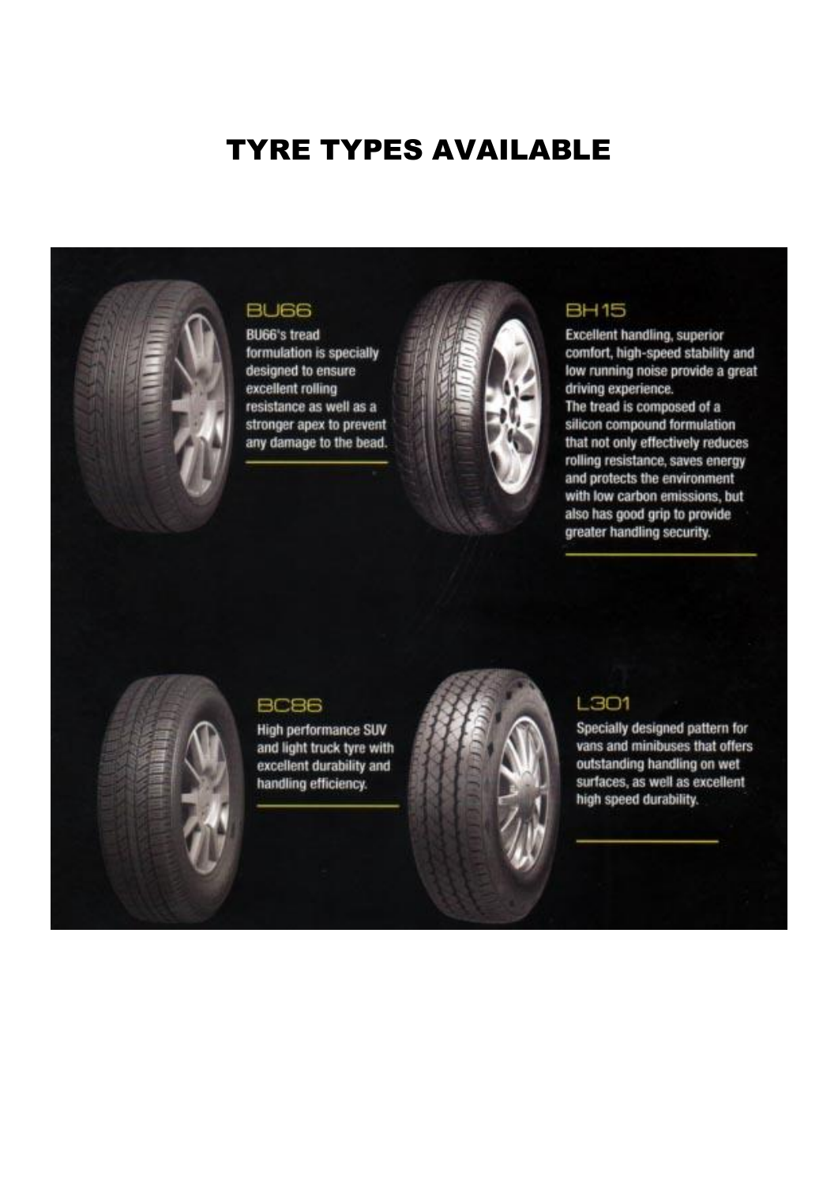# TYRE TYPES AVAILABLE

## BU66

BU66's tread formulation is specially designed to ensure excellent rolling resistance as well as a stronger apex to prevent any damage to the bead.

## BH15

Excellent handling, superior comfort, high-speed stability and low running noise provide a great driving experience.
The tread is composed of a silicon compound formulation that not only effectively reduces rolling resistance, saves energy and protects the environment with low carbon emissions, but also has good grip to provide greater handling security.

## BC86

High performance SUV and light truck tyre with excellent durability and handling efficiency.

## L301

Specially designed pattern for vans and minibuses that offers outstanding handling on wet surfaces, as well as excellent high speed durability.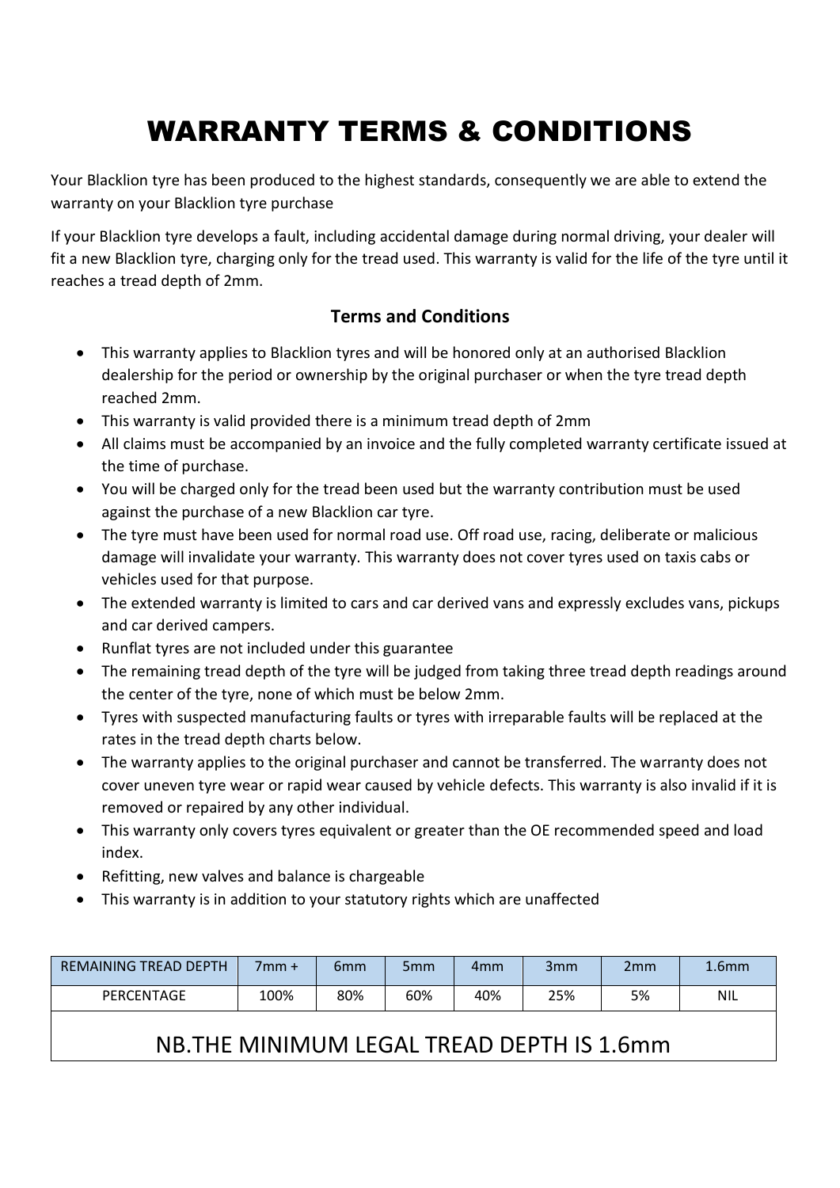# WARRANTY TERMS & CONDITIONS

Your Blacklion tyre has been produced to the highest standards, consequently we are able to extend the warranty on your Blacklion tyre purchase

If your Blacklion tyre develops a fault, including accidental damage during normal driving, your dealer will fit a new Blacklion tyre, charging only for the tread used. This warranty is valid for the life of the tyre until it reaches a tread depth of 2mm.

## Terms and Conditions

- This warranty applies to Blacklion tyres and will be honored only at an authorised Blacklion dealership for the period or ownership by the original purchaser or when the tyre tread depth reached 2mm.
- This warranty is valid provided there is a minimum tread depth of 2mm
- All claims must be accompanied by an invoice and the fully completed warranty certificate issued at the time of purchase.
- You will be charged only for the tread been used but the warranty contribution must be used against the purchase of a new Blacklion car tyre.
- The tyre must have been used for normal road use. Off road use, racing, deliberate or malicious damage will invalidate your warranty. This warranty does not cover tyres used on taxis cabs or vehicles used for that purpose.
- The extended warranty is limited to cars and car derived vans and expressly excludes vans, pickups and car derived campers.
- Runflat tyres are not included under this guarantee
- The remaining tread depth of the tyre will be judged from taking three tread depth readings around the center of the tyre, none of which must be below 2mm.
- Tyres with suspected manufacturing faults or tyres with irreparable faults will be replaced at the rates in the tread depth charts below.
- The warranty applies to the original purchaser and cannot be transferred. The warranty does not cover uneven tyre wear or rapid wear caused by vehicle defects. This warranty is also invalid if it is removed or repaired by any other individual.
- This warranty only covers tyres equivalent or greater than the OE recommended speed and load index.
- Refitting, new valves and balance is chargeable
- This warranty is in addition to your statutory rights which are unaffected

| REMAINING TREAD DEPTH | 7mm + | 6mm | 5mm | 4mm | 3mm | 2mm | 1.6mm |
|---|---|---|---|---|---|---|---|
| PERCENTAGE | 100% | 80% | 60% | 40% | 25% | 5% | NIL |

NB.THE MINIMUM LEGAL TREAD DEPTH IS 1.6mm